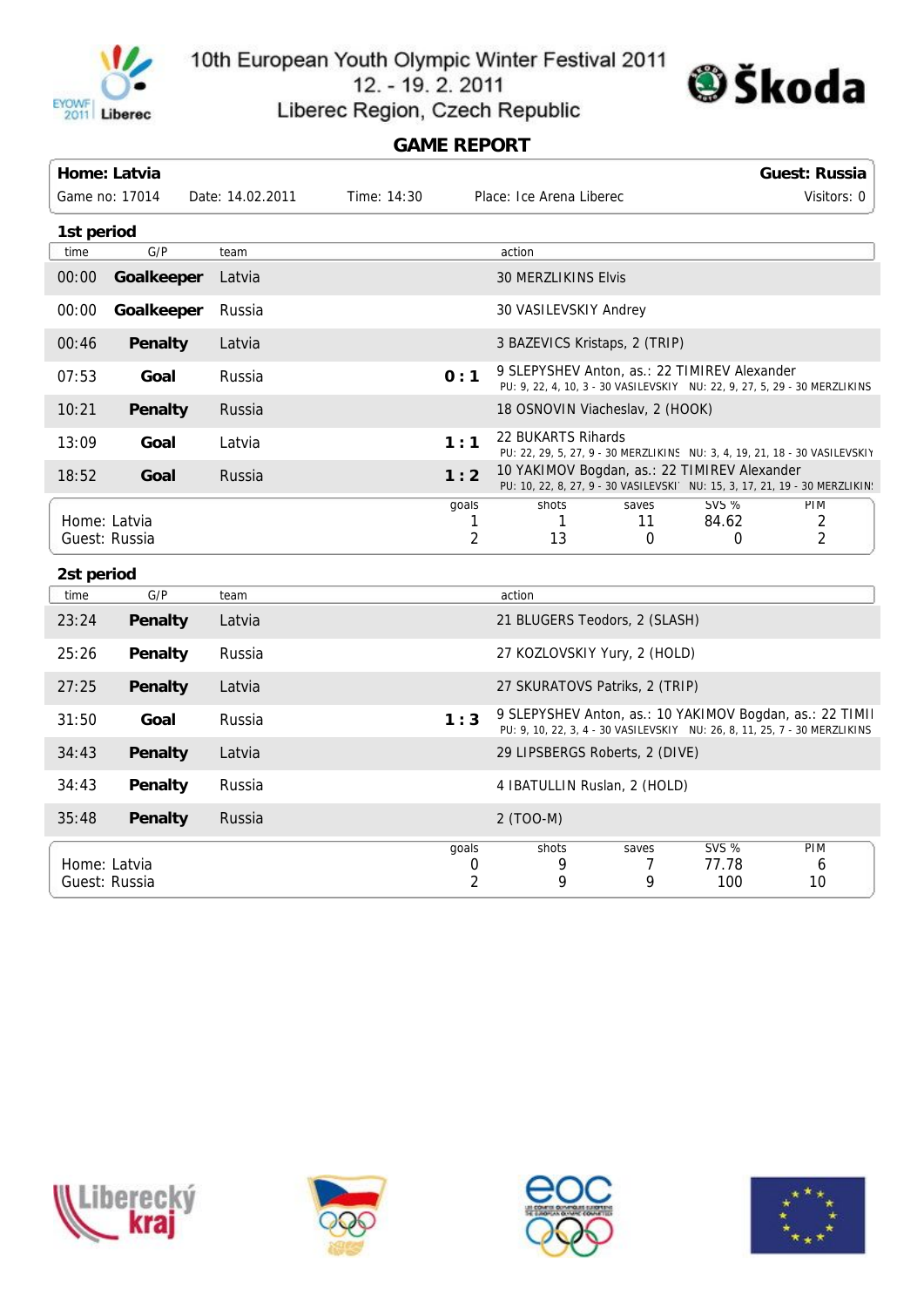10th European Youth Olympic Winter Festival 2011
12. - 19. 2. 2011
Liberec Region, Czech Republic

## GAME REPORT

**Home: Latvia** | **Guest: Russia**

Game no: 17014 | Date: 14.02.2011 | Time: 14:30 | Place: Ice Arena Liberec | Visitors: 0

### 1st period

| time | G/P | team | | action |
|---|---|---|---|---|
| 00:00 | **Goalkeeper** | Latvia | | 30 MERZLIKINS Elvis |
| 00:00 | **Goalkeeper** | Russia | | 30 VASILEVSKIY Andrey |
| 00:46 | **Penalty** | Latvia | | 3 BAZEVICS Kristaps, 2 (TRIP) |
| 07:53 | **Goal** | Russia | **0 : 1** | 9 SLEPYSHEV Anton, as.: 22 TIMIREV Alexander<br>PU: 9, 22, 4, 10, 3 - 30 VASILEVSKIY NU: 22, 9, 27, 5, 29 - 30 MERZLIKINS |
| 10:21 | **Penalty** | Russia | | 18 OSNOVIN Viacheslav, 2 (HOOK) |
| 13:09 | **Goal** | Latvia | **1 : 1** | 22 BUKARTS Rihards<br>PU: 22, 29, 5, 27, 9 - 30 MERZLIKINS NU: 3, 4, 19, 21, 18 - 30 VASILEVSKIY |
| 18:52 | **Goal** | Russia | **1 : 2** | 10 YAKIMOV Bogdan, as.: 22 TIMIREV Alexander<br>PU: 10, 22, 8, 27, 9 - 30 VASILEVSKI NU: 15, 3, 17, 21, 19 - 30 MERZLIKIN |

| | goals | shots | saves | SVS % | PIM |
|---|---|---|---|---|---|
| Home: Latvia | 1 | 1 | 11 | 84.62 | 2 |
| Guest: Russia | 2 | 13 | 0 | 0 | 2 |

### 2st period

| time | G/P | team | | action |
|---|---|---|---|---|
| 23:24 | **Penalty** | Latvia | | 21 BLUGERS Teodors, 2 (SLASH) |
| 25:26 | **Penalty** | Russia | | 27 KOZLOVSKIY Yury, 2 (HOLD) |
| 27:25 | **Penalty** | Latvia | | 27 SKURATOVS Patriks, 2 (TRIP) |
| 31:50 | **Goal** | Russia | **1 : 3** | 9 SLEPYSHEV Anton, as.: 10 YAKIMOV Bogdan, as.: 22 TIMII<br>PU: 9, 10, 22, 3, 4 - 30 VASILEVSKIY NU: 26, 8, 11, 25, 7 - 30 MERZLIKINS |
| 34:43 | **Penalty** | Latvia | | 29 LIPSBERGS Roberts, 2 (DIVE) |
| 34:43 | **Penalty** | Russia | | 4 IBATULLIN Ruslan, 2 (HOLD) |
| 35:48 | **Penalty** | Russia | | 2 (TOO-M) |

| | goals | shots | saves | SVS % | PIM |
|---|---|---|---|---|---|
| Home: Latvia | 0 | 9 | 7 | 77.78 | 6 |
| Guest: Russia | 2 | 9 | 9 | 100 | 10 |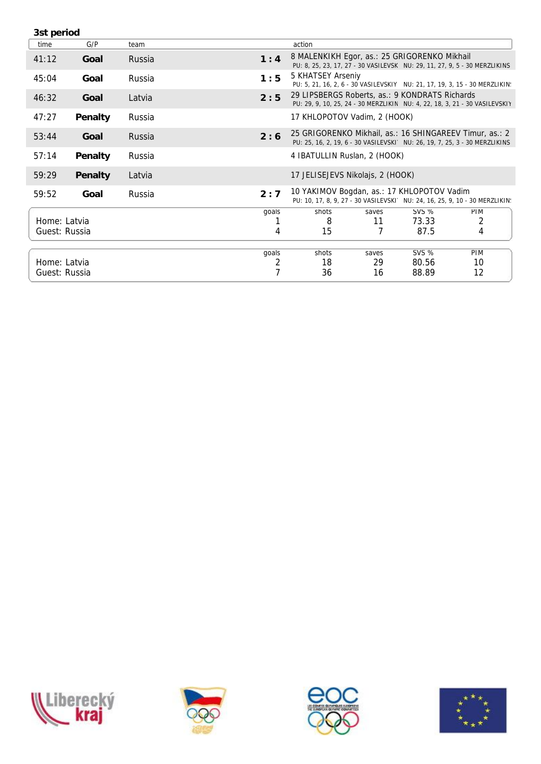### 3st period

| time | G/P | team | | action |
|---|---|---|---|---|
| 41:12 | **Goal** | Russia | **1 : 4** | 8 MALENKIKH Egor, as.: 25 GRIGORENKO Mikhail<br>PU: 8, 25, 23, 17, 27 - 30 VASILEVSK NU: 29, 11, 27, 9, 5 - 30 MERZLIKINS |
| 45:04 | **Goal** | Russia | **1 : 5** | 5 KHATSEY Arseniy<br>PU: 5, 21, 16, 2, 6 - 30 VASILEVSKIY NU: 21, 17, 19, 3, 15 - 30 MERZLIKIN: |
| 46:32 | **Goal** | Latvia | **2 : 5** | 29 LIPSBERGS Roberts, as.: 9 KONDRATS Richards<br>PU: 29, 9, 10, 25, 24 - 30 MERZLIKIN NU: 4, 22, 18, 3, 21 - 30 VASILEVSKIY |
| 47:27 | **Penalty** | Russia | | 17 KHLOPOTOV Vadim, 2 (HOOK) |
| 53:44 | **Goal** | Russia | **2 : 6** | 25 GRIGORENKO Mikhail, as.: 16 SHINGAREEV Timur, as.: 2<br>PU: 25, 16, 2, 19, 6 - 30 VASILEVSKI NU: 26, 19, 7, 25, 3 - 30 MERZLIKINS |
| 57:14 | **Penalty** | Russia | | 4 IBATULLIN Ruslan, 2 (HOOK) |
| 59:29 | **Penalty** | Latvia | | 17 JELISEJEVS Nikolajs, 2 (HOOK) |
| 59:52 | **Goal** | Russia | **2 : 7** | 10 YAKIMOV Bogdan, as.: 17 KHLOPOTOV Vadim<br>PU: 10, 17, 8, 9, 27 - 30 VASILEVSKI NU: 24, 16, 25, 9, 10 - 30 MERZLIKIN: |

| | goals | shots | saves | SVS % | PIM |
|---|---|---|---|---|---|
| Home: Latvia | 1 | 8 | 11 | 73.33 | 2 |
| Guest: Russia | 4 | 15 | 7 | 87.5 | 4 |

| | goals | shots | saves | SVS % | PIM |
|---|---|---|---|---|---|
| Home: Latvia | 2 | 18 | 29 | 80.56 | 10 |
| Guest: Russia | 7 | 36 | 16 | 88.89 | 12 |